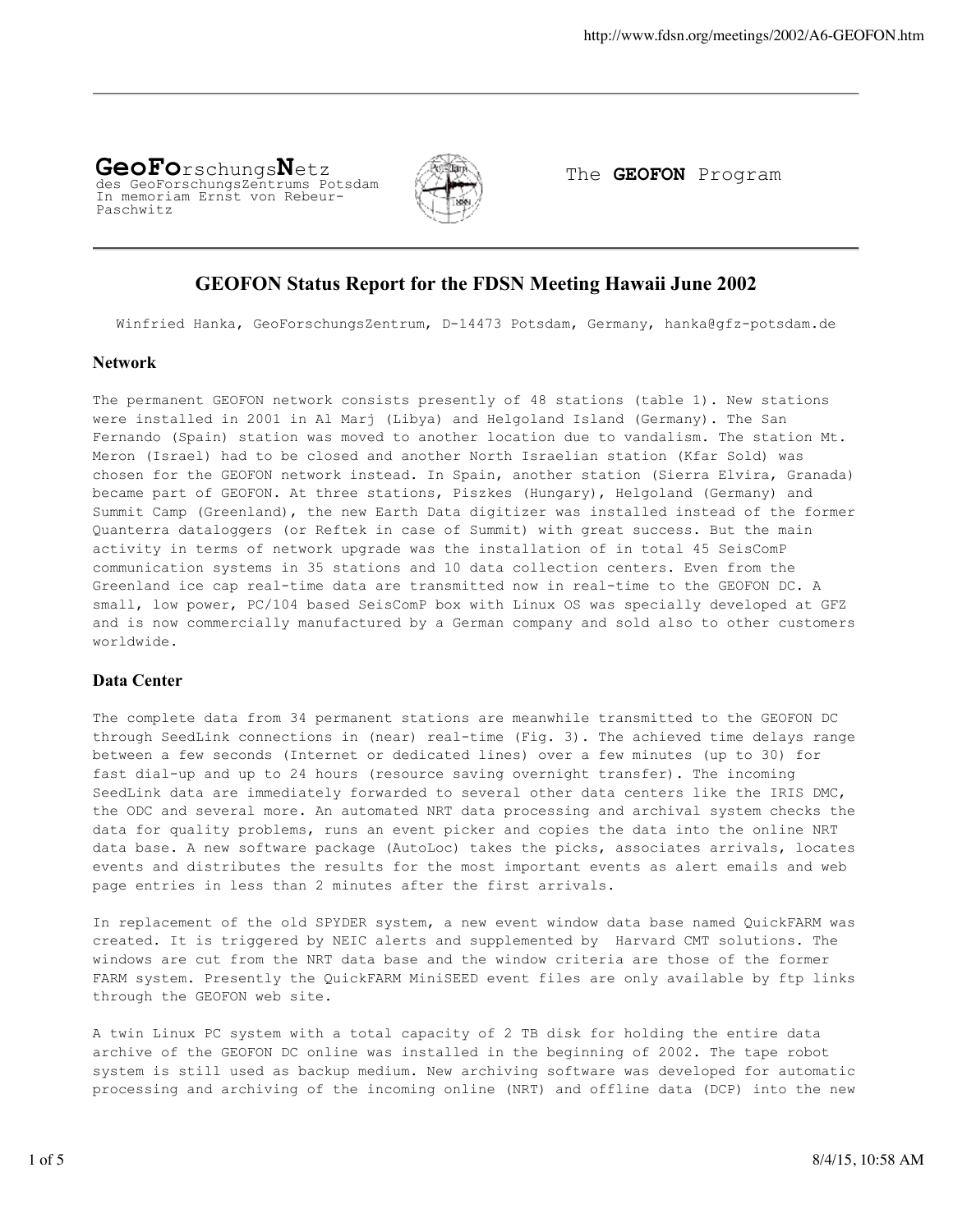**GeoFo**rschungs**N**etz
des GeoForschungsZentrums Potsdam
In memoriam Ernst von Rebeur-Paschwitz

The **GEOFON** Program

---

# GEOFON Status Report for the FDSN Meeting Hawaii June 2002

Winfried Hanka, GeoForschungsZentrum, D-14473 Potsdam, Germany, hanka@gfz-potsdam.de

## Network

The permanent GEOFON network consists presently of 48 stations (table 1). New stations were installed in 2001 in Al Marj (Libya) and Helgoland Island (Germany). The San Fernando (Spain) station was moved to another location due to vandalism. The station Mt. Meron (Israel) had to be closed and another North Israelian station (Kfar Sold) was chosen for the GEOFON network instead. In Spain, another station (Sierra Elvira, Granada) became part of GEOFON. At three stations, Piszkes (Hungary), Helgoland (Germany) and Summit Camp (Greenland), the new Earth Data digitizer was installed instead of the former Quanterra dataloggers (or Reftek in case of Summit) with great success. But the main activity in terms of network upgrade was the installation of in total 45 SeisComP communication systems in 35 stations and 10 data collection centers. Even from the Greenland ice cap real-time data are transmitted now in real-time to the GEOFON DC. A small, low power, PC/104 based SeisComP box with Linux OS was specially developed at GFZ and is now commercially manufactured by a German company and sold also to other customers worldwide.

## Data Center

The complete data from 34 permanent stations are meanwhile transmitted to the GEOFON DC through SeedLink connections in (near) real-time (Fig. 3). The achieved time delays range between a few seconds (Internet or dedicated lines) over a few minutes (up to 30) for fast dial-up and up to 24 hours (resource saving overnight transfer). The incoming SeedLink data are immediately forwarded to several other data centers like the IRIS DMC, the ODC and several more. An automated NRT data processing and archival system checks the data for quality problems, runs an event picker and copies the data into the online NRT data base. A new software package (AutoLoc) takes the picks, associates arrivals, locates events and distributes the results for the most important events as alert emails and web page entries in less than 2 minutes after the first arrivals.

In replacement of the old SPYDER system, a new event window data base named QuickFARM was created. It is triggered by NEIC alerts and supplemented by Harvard CMT solutions. The windows are cut from the NRT data base and the window criteria are those of the former FARM system. Presently the QuickFARM MiniSEED event files are only available by ftp links through the GEOFON web site.

A twin Linux PC system with a total capacity of 2 TB disk for holding the entire data archive of the GEOFON DC online was installed in the beginning of 2002. The tape robot system is still used as backup medium. New archiving software was developed for automatic processing and archiving of the incoming online (NRT) and offline data (DCP) into the new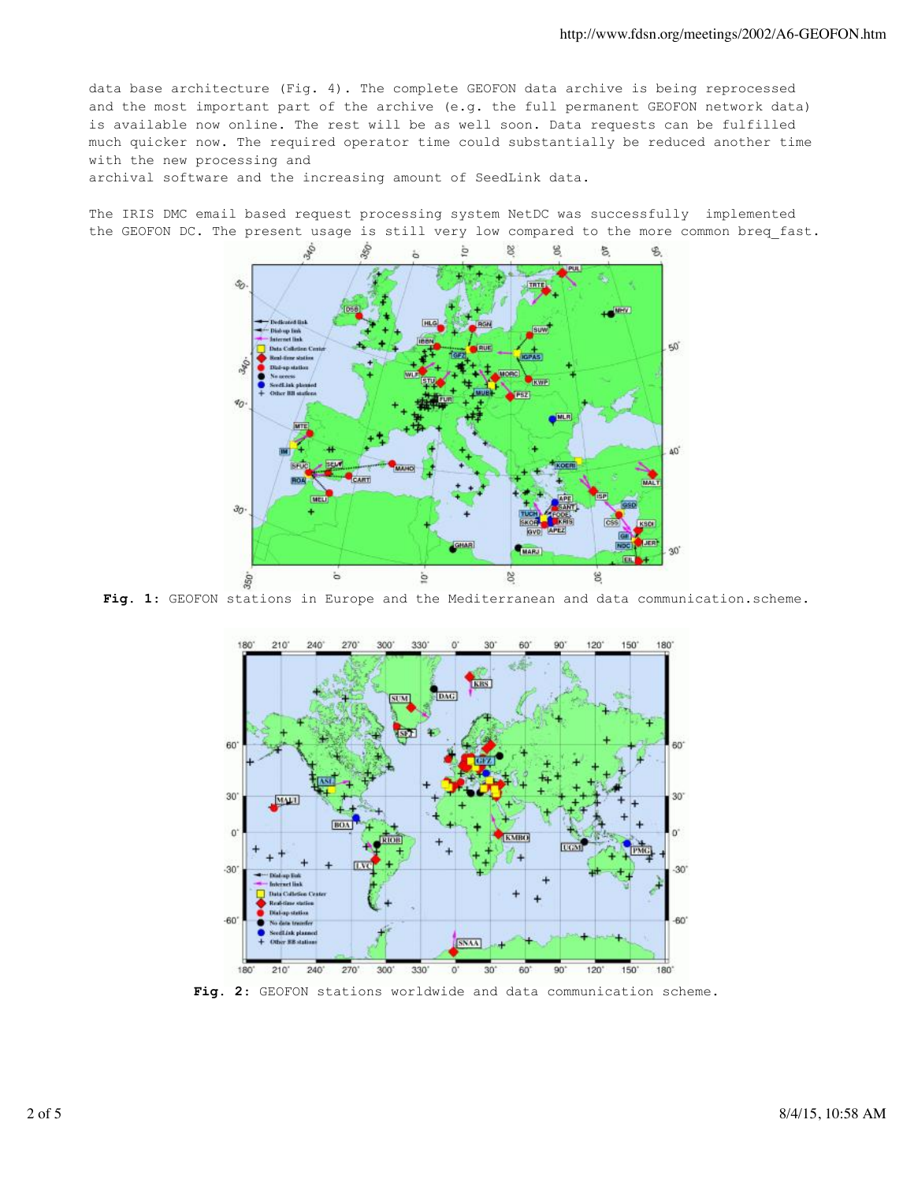data base architecture (Fig. 4). The complete GEOFON data archive is being reprocessed and the most important part of the archive (e.g. the full permanent GEOFON network data) is available now online. The rest will be as well soon. Data requests can be fulfilled much quicker now. The required operator time could substantially be reduced another time with the new processing and
archival software and the increasing amount of SeedLink data.

The IRIS DMC email based request processing system NetDC was successfully implemented the GEOFON DC. The present usage is still very low compared to the more common breq_fast.

**Fig. 1:** GEOFON stations in Europe and the Mediterranean and data communication.scheme.

**Fig. 2:** GEOFON stations worldwide and data communication scheme.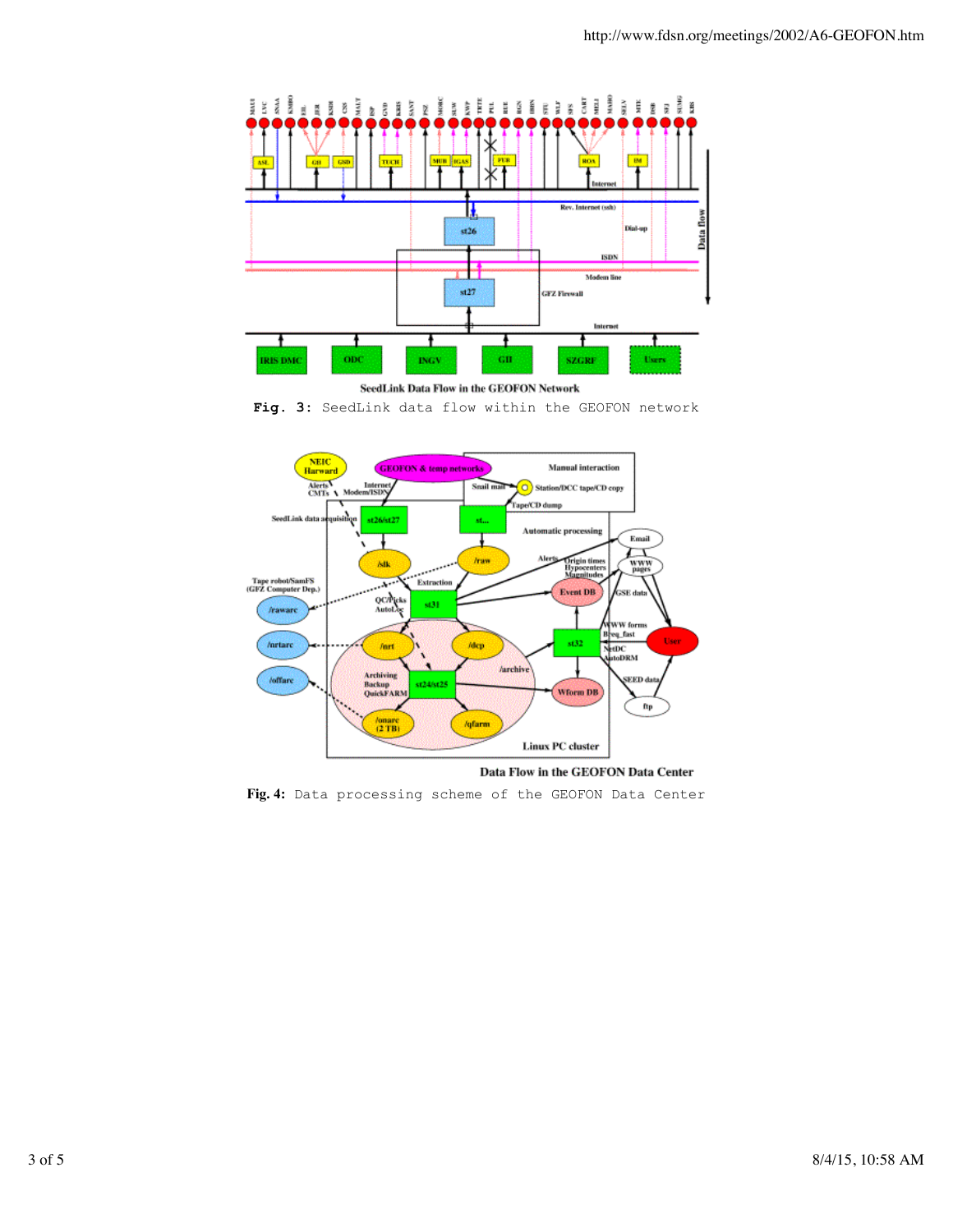**Fig. 3:** SeedLink data flow within the GEOFON network

**Fig. 4:** Data processing scheme of the GEOFON Data Center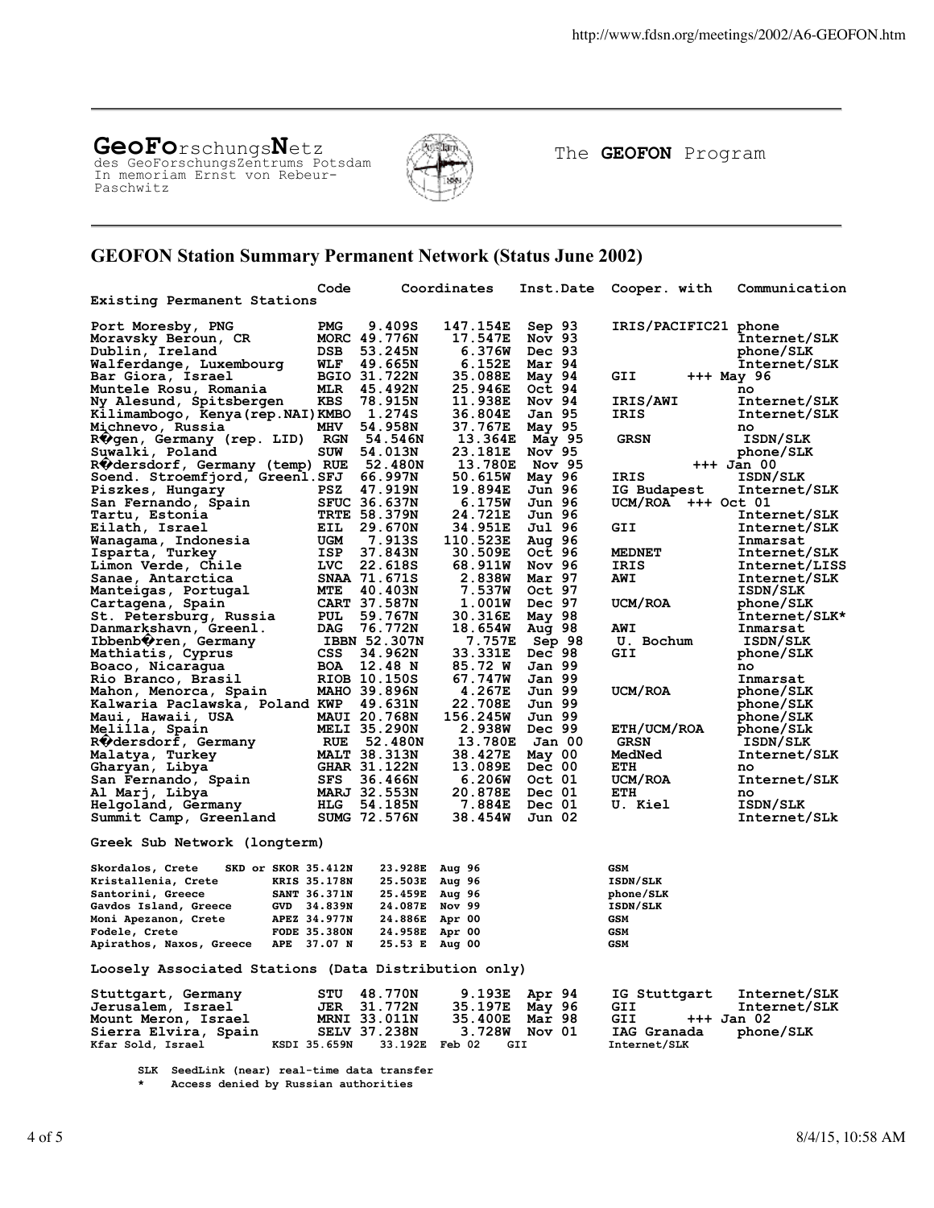**GeoFo**rschungs**N**etz
des GeoForschungsZentrums Potsdam
In memoriam Ernst von Rebeur-Paschwitz

The **GEOFON** Program

## GEOFON Station Summary Permanent Network (Status June 2002)

| | Code | Coordinates | | Inst.Date | Cooper. with | Communication |
|---|---|---|---|---|---|---|
| **Existing Permanent Stations** | | | | | | |
| Port Moresby, PNG | PMG | 9.409S | 147.154E | Sep 93 | IRIS/PACIFIC21 | phone |
| Moravsky Beroun, CR | MORC | 49.776N | 17.547E | Nov 93 | | Internet/SLK |
| Dublin, Ireland | DSB | 53.245N | 6.376W | Dec 93 | | phone/SLK |
| Walferdange, Luxembourg | WLF | 49.665N | 6.152E | Mar 94 | | Internet/SLK |
| Bar Giora, Israel | BGIO | 31.722N | 35.088E | May 94 | GII | +++ May 96 |
| Muntele Rosu, Romania | MLR | 45.492N | 25.946E | Oct 94 | | no |
| Ny Alesund, Spitsbergen | KBS | 78.915N | 11.938E | Nov 94 | IRIS/AWI | Internet/SLK |
| Kilimambogo, Kenya(rep.NAI) | KMBO | 1.274S | 36.804E | Jan 95 | IRIS | Internet/SLK |
| Michnevo, Russia | MHV | 54.958N | 37.767E | May 95 | | no |
| R�gen, Germany (rep. LID) | RGN | 54.546N | 13.364E | May 95 | GRSN | ISDN/SLK |
| Suwalki, Poland | SUW | 54.013N | 23.181E | Nov 95 | | phone/SLK |
| R�dersdorf, Germany (temp) | RUE | 52.480N | 13.780E | Nov 95 | | +++ Jan 00 |
| Soend. Stroemfjord, Greenl. | SFJ | 66.997N | 50.615W | May 96 | IRIS | ISDN/SLK |
| Piszkes, Hungary | PSZ | 47.919N | 19.894E | Jun 96 | IG Budapest | Internet/SLK |
| San Fernando, Spain | SFUC | 36.637N | 6.175W | Jun 96 | UCM/ROA | +++ Oct 01 |
| Tartu, Estonia | TRTE | 58.379N | 24.721E | Jun 96 | | Internet/SLK |
| Eilath, Israel | EIL | 29.670N | 34.951E | Jul 96 | GII | Internet/SLK |
| Wanagama, Indonesia | UGM | 7.913S | 110.523E | Aug 96 | | Inmarsat |
| Isparta, Turkey | ISP | 37.843N | 30.509E | Oct 96 | MEDNET | Internet/SLK |
| Limon Verde, Chile | LVC | 22.618S | 68.911W | Nov 96 | IRIS | Internet/LISS |
| Sanae, Antarctica | SNAA | 71.671S | 2.838W | Mar 97 | AWI | Internet/SLK |
| Manteigas, Portugal | MTE | 40.403N | 7.537W | Oct 97 | | ISDN/SLK |
| Cartagena, Spain | CART | 37.587N | 1.001W | Dec 97 | UCM/ROA | phone/SLK |
| St. Petersburg, Russia | PUL | 59.767N | 30.316E | May 98 | | Internet/SLK* |
| Danmarkshavn, Greenl. | DAG | 76.772N | 18.654W | Aug 98 | AWI | Inmarsat |
| Ibbenb�ren, Germany | IBBN | 52.307N | 7.757E | Sep 98 | U. Bochum | ISDN/SLK |
| Mathiatis, Cyprus | CSS | 34.962N | 33.331E | Dec 98 | GII | phone/SLK |
| Boaco, Nicaragua | BOA | 12.48 N | 85.72 W | Jan 99 | | no |
| Rio Branco, Brasil | RIOB | 10.150S | 67.747W | Jan 99 | | Inmarsat |
| Mahon, Menorca, Spain | MAHO | 39.896N | 4.267E | Jun 99 | UCM/ROA | phone/SLK |
| Kalwaria Paclawska, Poland | KWP | 49.631N | 22.708E | Jun 99 | | phone/SLK |
| Maui, Hawaii, USA | MAUI | 20.768N | 156.245W | Jun 99 | | phone/SLK |
| Melilla, Spain | MELI | 35.290N | 2.938W | Dec 99 | ETH/UCM/ROA | phone/SLk |
| R�dersdorf, Germany | RUE | 52.480N | 13.780E | Jan 00 | GRSN | ISDN/SLK |
| Malatya, Turkey | MALT | 38.313N | 38.427E | May 00 | MedNed | Internet/SLK |
| Gharyan, Libya | GHAR | 31.122N | 13.089E | Dec 00 | ETH | no |
| San Fernando, Spain | SFS | 36.466N | 6.206W | Oct 01 | UCM/ROA | Internet/SLK |
| Al Marj, Libya | MARJ | 32.553N | 20.878E | Dec 01 | ETH | no |
| Helgoland, Germany | HLG | 54.185N | 7.884E | Dec 01 | U. Kiel | ISDN/SLK |
| Summit Camp, Greenland | SUMG | 72.576N | 38.454W | Jun 02 | | Internet/SLk |
| **Greek Sub Network (longterm)** | | | | | | |
| Skordalos, Crete | SKD or SKOR | 35.412N | 23.928E | Aug 96 | | GSM |
| Kristallenia, Crete | KRIS | 35.178N | 25.503E | Aug 96 | | ISDN/SLK |
| Santorini, Greece | SANT | 36.371N | 25.459E | Aug 96 | | phone/SLK |
| Gavdos Island, Greece | GVD | 34.839N | 24.087E | Nov 99 | | ISDN/SLK |
| Moni Apezanon, Crete | APEZ | 34.977N | 24.886E | Apr 00 | | GSM |
| Fodele, Crete | FODE | 35.380N | 24.958E | Apr 00 | | GSM |
| Apirathos, Naxos, Greece | APE | 37.07 N | 25.53 E | Aug 00 | | GSM |
| **Loosely Associated Stations (Data Distribution only)** | | | | | | |
| Stuttgart, Germany | STU | 48.770N | 9.193E | Apr 94 | IG Stuttgart | Internet/SLK |
| Jerusalem, Israel | JER | 31.772N | 35.197E | May 96 | GII | Internet/SLK |
| Mount Meron, Israel | MRNI | 33.011N | 35.400E | Mar 98 | GII | +++ Jan 02 |
| Sierra Elvira, Spain | SELV | 37.238N | 3.728W | Nov 01 | IAG Granada | phone/SLK |
| Kfar Sold, Israel | KSDI | 35.659N | 33.192E | Feb 02 | GII | Internet/SLK |

**SLK** SeedLink (near) real-time data transfer
\* Access denied by Russian authorities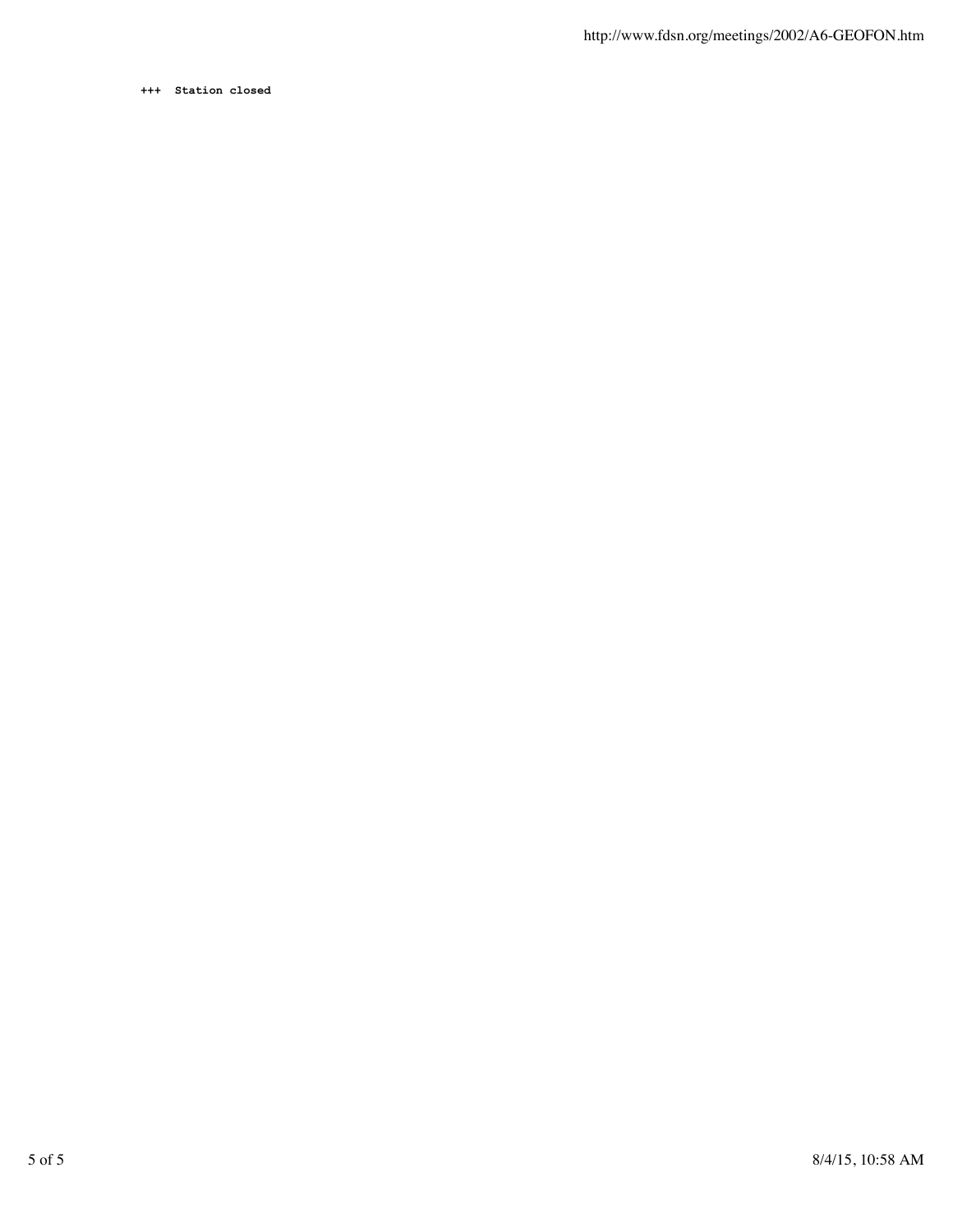```
+++  Station closed
```